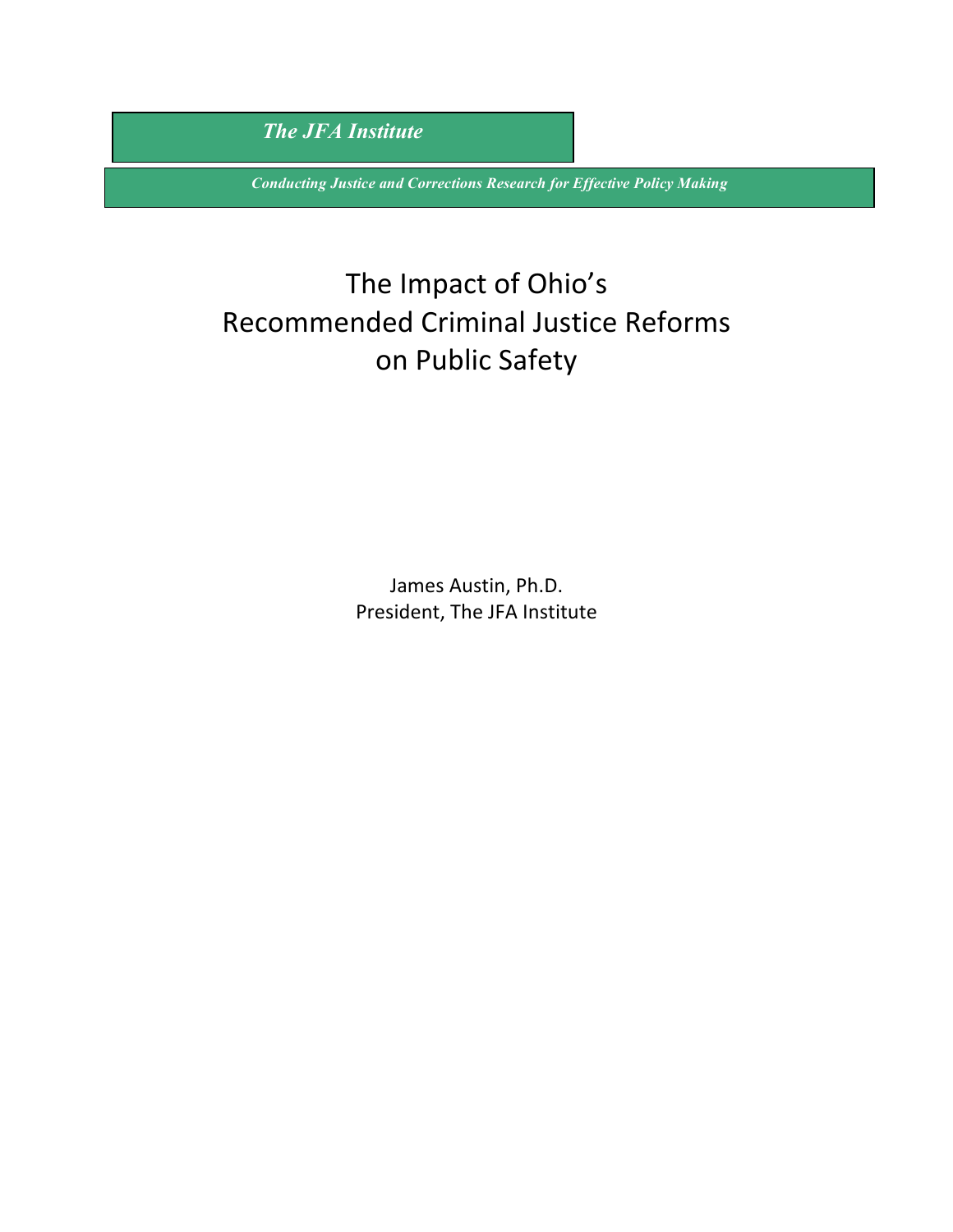*The JFA Institute*

*Conducting Justice and Corrections Research for Effective Policy Making*

# The Impact of Ohio's Recommended Criminal Justice Reforms on Public Safety

James Austin, Ph.D.
President, The JFA Institute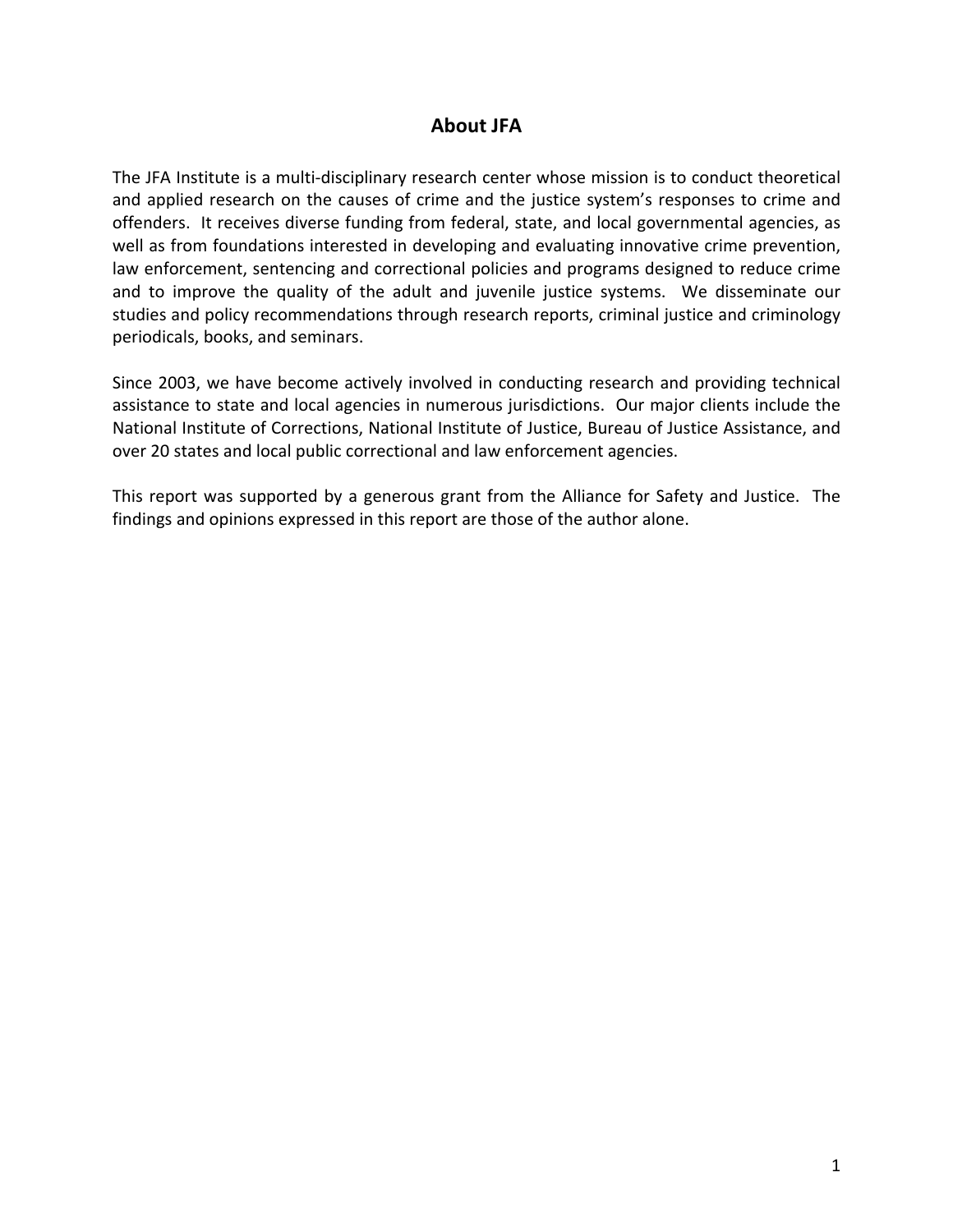## About JFA

The JFA Institute is a multi-disciplinary research center whose mission is to conduct theoretical and applied research on the causes of crime and the justice system's responses to crime and offenders. It receives diverse funding from federal, state, and local governmental agencies, as well as from foundations interested in developing and evaluating innovative crime prevention, law enforcement, sentencing and correctional policies and programs designed to reduce crime and to improve the quality of the adult and juvenile justice systems. We disseminate our studies and policy recommendations through research reports, criminal justice and criminology periodicals, books, and seminars.

Since 2003, we have become actively involved in conducting research and providing technical assistance to state and local agencies in numerous jurisdictions. Our major clients include the National Institute of Corrections, National Institute of Justice, Bureau of Justice Assistance, and over 20 states and local public correctional and law enforcement agencies.

This report was supported by a generous grant from the Alliance for Safety and Justice. The findings and opinions expressed in this report are those of the author alone.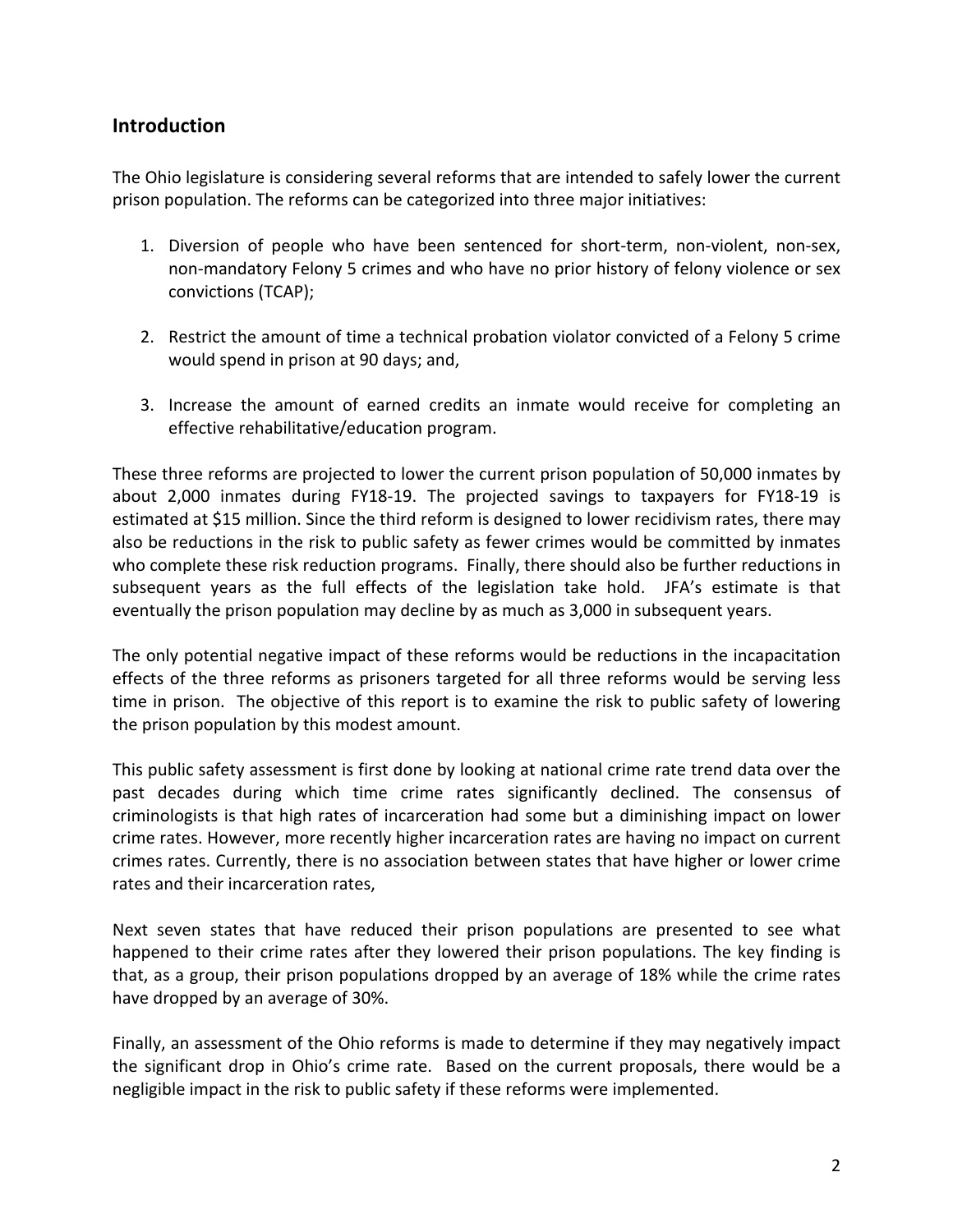## Introduction

The Ohio legislature is considering several reforms that are intended to safely lower the current prison population. The reforms can be categorized into three major initiatives:

1. Diversion of people who have been sentenced for short-term, non-violent, non-sex, non-mandatory Felony 5 crimes and who have no prior history of felony violence or sex convictions (TCAP);

2. Restrict the amount of time a technical probation violator convicted of a Felony 5 crime would spend in prison at 90 days; and,

3. Increase the amount of earned credits an inmate would receive for completing an effective rehabilitative/education program.

These three reforms are projected to lower the current prison population of 50,000 inmates by about 2,000 inmates during FY18-19. The projected savings to taxpayers for FY18-19 is estimated at $15 million. Since the third reform is designed to lower recidivism rates, there may also be reductions in the risk to public safety as fewer crimes would be committed by inmates who complete these risk reduction programs. Finally, there should also be further reductions in subsequent years as the full effects of the legislation take hold. JFA's estimate is that eventually the prison population may decline by as much as 3,000 in subsequent years.

The only potential negative impact of these reforms would be reductions in the incapacitation effects of the three reforms as prisoners targeted for all three reforms would be serving less time in prison. The objective of this report is to examine the risk to public safety of lowering the prison population by this modest amount.

This public safety assessment is first done by looking at national crime rate trend data over the past decades during which time crime rates significantly declined. The consensus of criminologists is that high rates of incarceration had some but a diminishing impact on lower crime rates. However, more recently higher incarceration rates are having no impact on current crimes rates. Currently, there is no association between states that have higher or lower crime rates and their incarceration rates,

Next seven states that have reduced their prison populations are presented to see what happened to their crime rates after they lowered their prison populations. The key finding is that, as a group, their prison populations dropped by an average of 18% while the crime rates have dropped by an average of 30%.

Finally, an assessment of the Ohio reforms is made to determine if they may negatively impact the significant drop in Ohio's crime rate. Based on the current proposals, there would be a negligible impact in the risk to public safety if these reforms were implemented.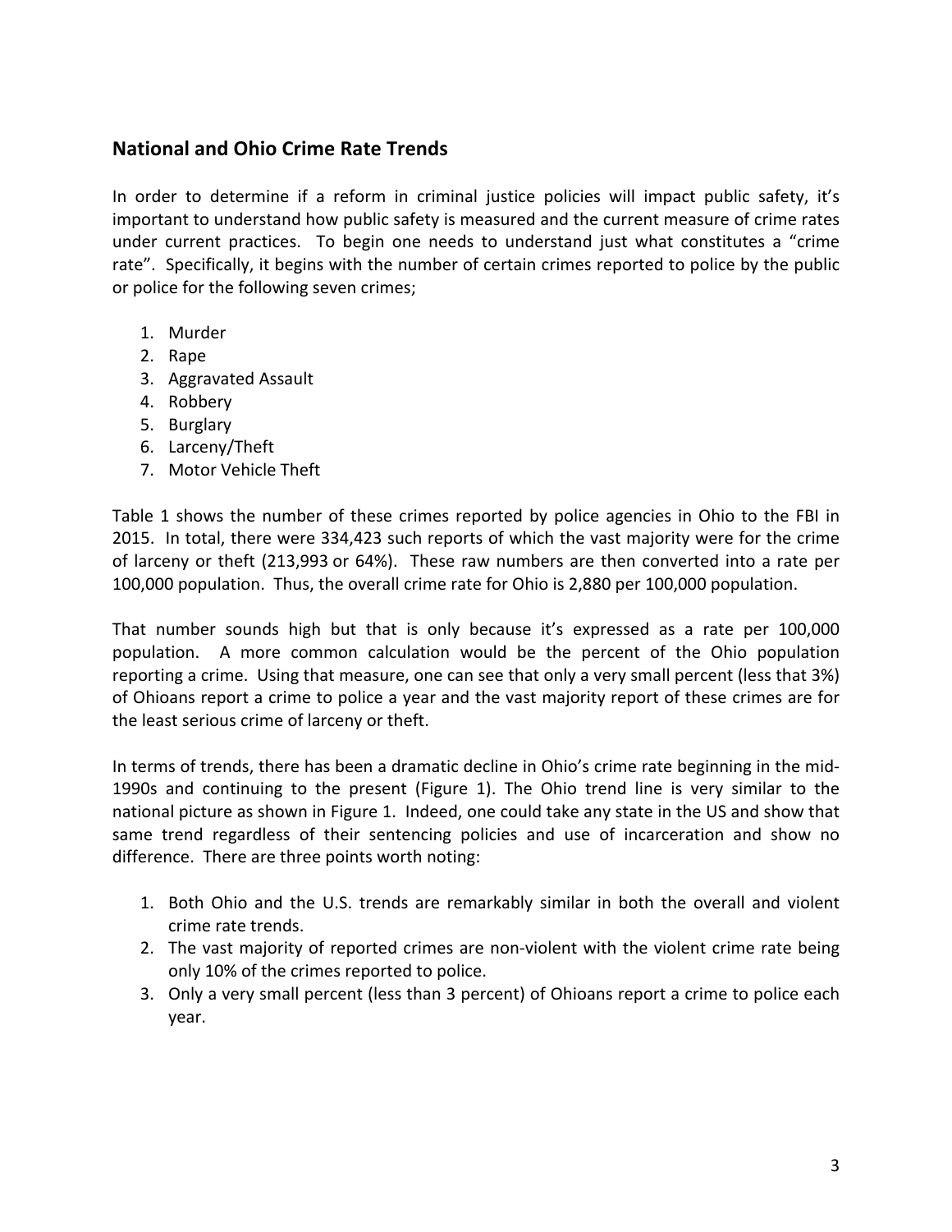## National and Ohio Crime Rate Trends

In order to determine if a reform in criminal justice policies will impact public safety, it's important to understand how public safety is measured and the current measure of crime rates under current practices. To begin one needs to understand just what constitutes a "crime rate". Specifically, it begins with the number of certain crimes reported to police by the public or police for the following seven crimes;

1. Murder
2. Rape
3. Aggravated Assault
4. Robbery
5. Burglary
6. Larceny/Theft
7. Motor Vehicle Theft

Table 1 shows the number of these crimes reported by police agencies in Ohio to the FBI in 2015. In total, there were 334,423 such reports of which the vast majority were for the crime of larceny or theft (213,993 or 64%). These raw numbers are then converted into a rate per 100,000 population. Thus, the overall crime rate for Ohio is 2,880 per 100,000 population.

That number sounds high but that is only because it's expressed as a rate per 100,000 population. A more common calculation would be the percent of the Ohio population reporting a crime. Using that measure, one can see that only a very small percent (less that 3%) of Ohioans report a crime to police a year and the vast majority report of these crimes are for the least serious crime of larceny or theft.

In terms of trends, there has been a dramatic decline in Ohio's crime rate beginning in the mid-1990s and continuing to the present (Figure 1). The Ohio trend line is very similar to the national picture as shown in Figure 1. Indeed, one could take any state in the US and show that same trend regardless of their sentencing policies and use of incarceration and show no difference. There are three points worth noting:

1. Both Ohio and the U.S. trends are remarkably similar in both the overall and violent crime rate trends.
2. The vast majority of reported crimes are non-violent with the violent crime rate being only 10% of the crimes reported to police.
3. Only a very small percent (less than 3 percent) of Ohioans report a crime to police each year.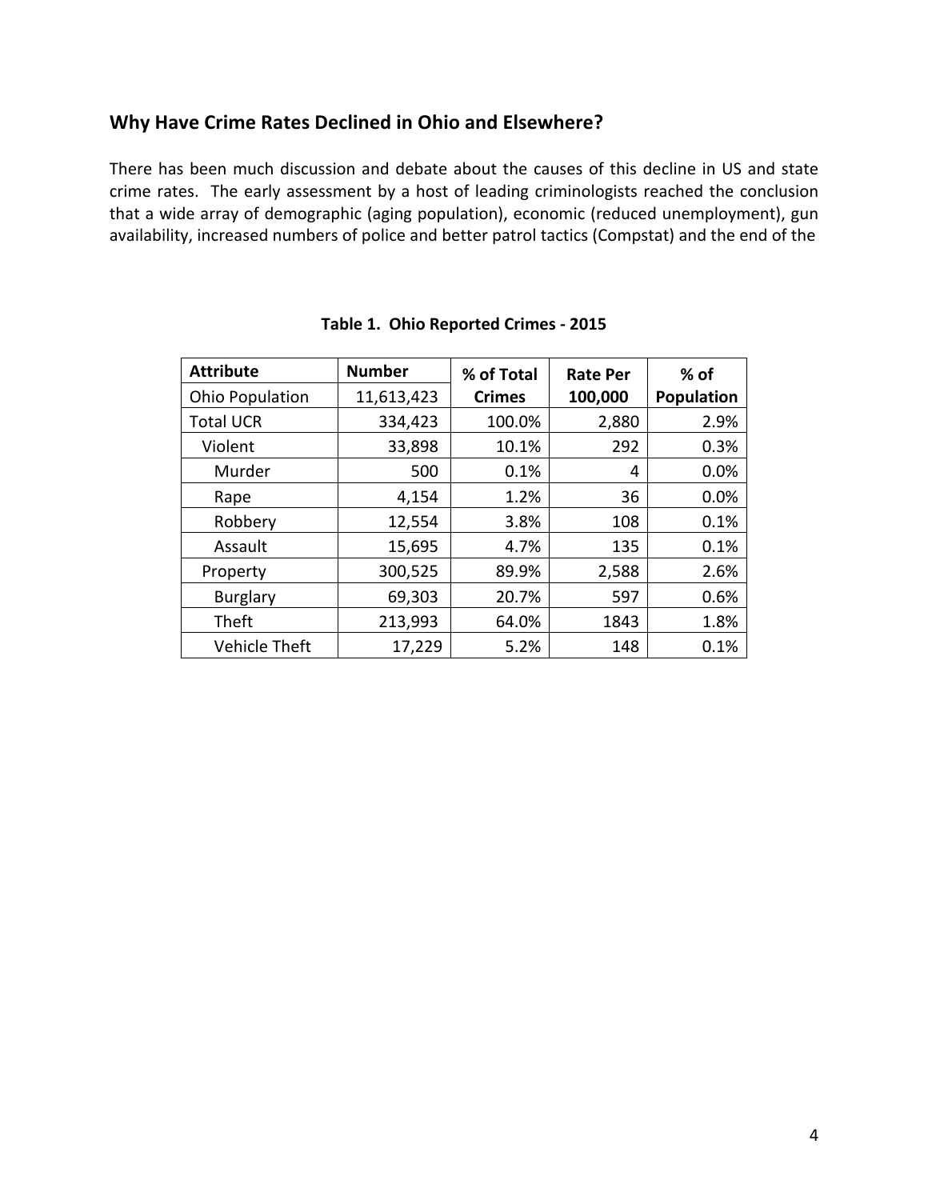## Why Have Crime Rates Declined in Ohio and Elsewhere?

There has been much discussion and debate about the causes of this decline in US and state crime rates. The early assessment by a host of leading criminologists reached the conclusion that a wide array of demographic (aging population), economic (reduced unemployment), gun availability, increased numbers of police and better patrol tactics (Compstat) and the end of the

**Table 1. Ohio Reported Crimes - 2015**

| Attribute | Number | % of Total Crimes | Rate Per 100,000 | % of Population |
|---|---|---|---|---|
| Ohio Population | 11,613,423 | | | |
| Total UCR | 334,423 | 100.0% | 2,880 | 2.9% |
| Violent | 33,898 | 10.1% | 292 | 0.3% |
| Murder | 500 | 0.1% | 4 | 0.0% |
| Rape | 4,154 | 1.2% | 36 | 0.0% |
| Robbery | 12,554 | 3.8% | 108 | 0.1% |
| Assault | 15,695 | 4.7% | 135 | 0.1% |
| Property | 300,525 | 89.9% | 2,588 | 2.6% |
| Burglary | 69,303 | 20.7% | 597 | 0.6% |
| Theft | 213,993 | 64.0% | 1843 | 1.8% |
| Vehicle Theft | 17,229 | 5.2% | 148 | 0.1% |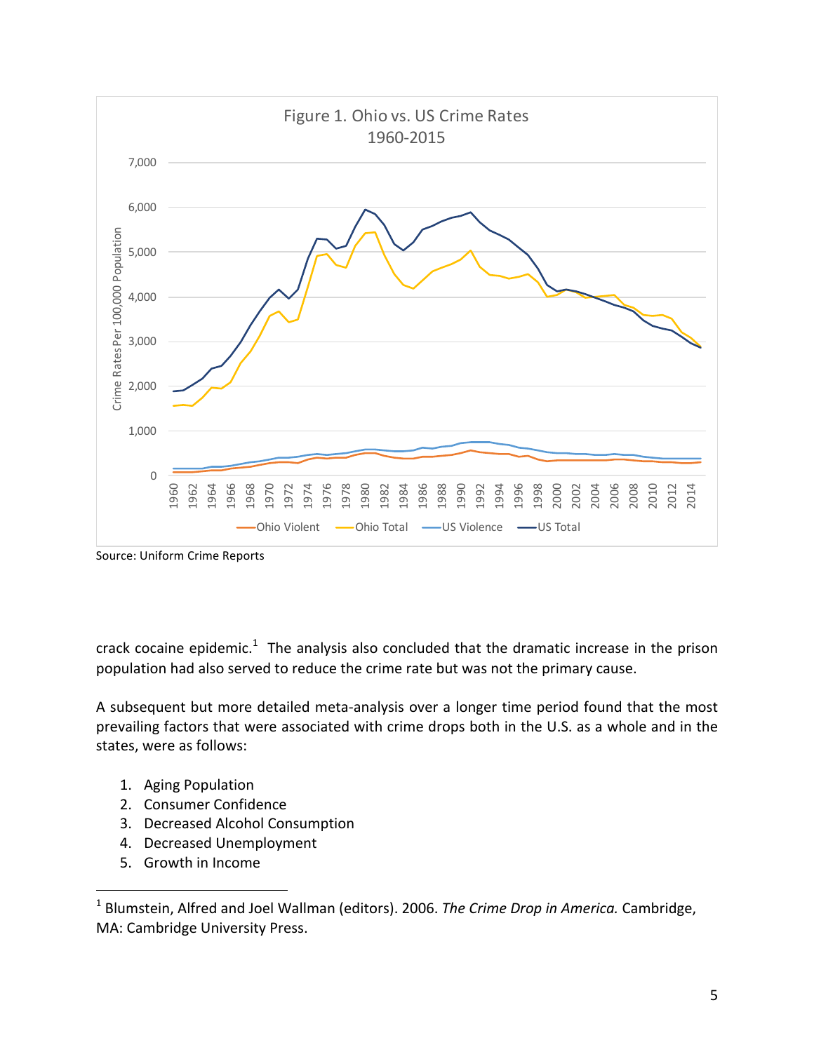Figure 1. Ohio vs. US Crime Rates 1960-2015

Source: Uniform Crime Reports

crack cocaine epidemic.[1] The analysis also concluded that the dramatic increase in the prison population had also served to reduce the crime rate but was not the primary cause.

A subsequent but more detailed meta-analysis over a longer time period found that the most prevailing factors that were associated with crime drops both in the U.S. as a whole and in the states, were as follows:

1. Aging Population
2. Consumer Confidence
3. Decreased Alcohol Consumption
4. Decreased Unemployment
5. Growth in Income

[1] Blumstein, Alfred and Joel Wallman (editors). 2006. *The Crime Drop in America.* Cambridge, MA: Cambridge University Press.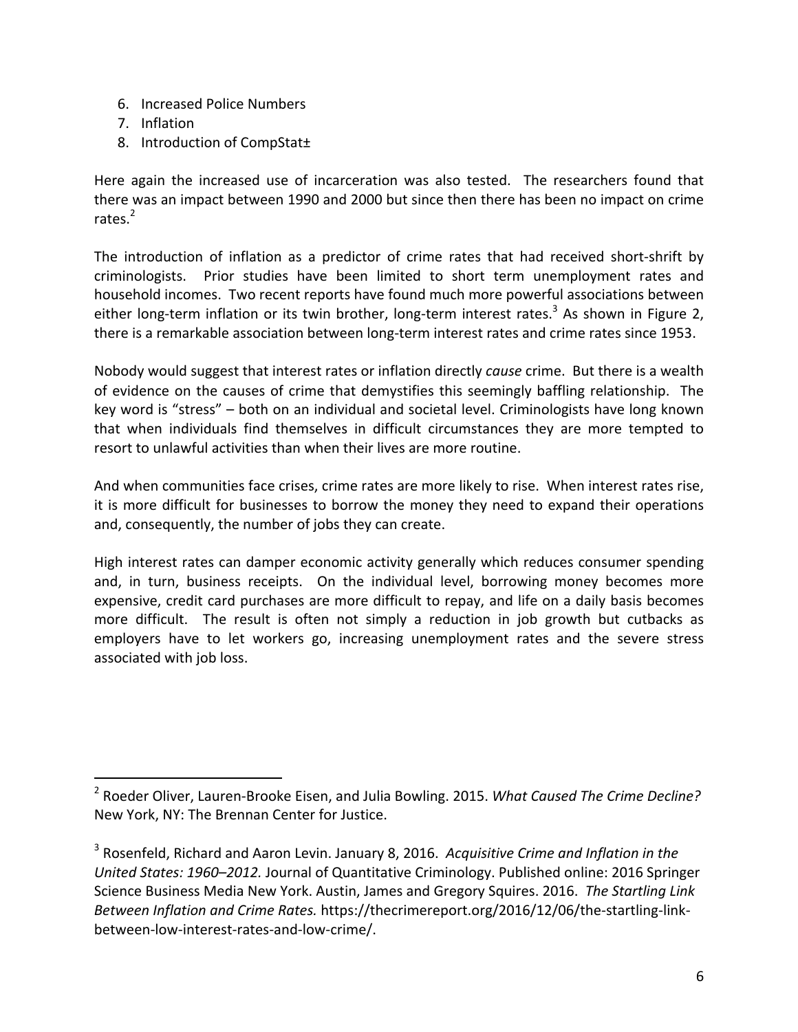6. Increased Police Numbers
7. Inflation
8. Introduction of CompStat±

Here again the increased use of incarceration was also tested. The researchers found that there was an impact between 1990 and 2000 but since then there has been no impact on crime rates.[2]

The introduction of inflation as a predictor of crime rates that had received short-shrift by criminologists. Prior studies have been limited to short term unemployment rates and household incomes. Two recent reports have found much more powerful associations between either long-term inflation or its twin brother, long-term interest rates.[3] As shown in Figure 2, there is a remarkable association between long-term interest rates and crime rates since 1953.

Nobody would suggest that interest rates or inflation directly *cause* crime. But there is a wealth of evidence on the causes of crime that demystifies this seemingly baffling relationship. The key word is "stress" – both on an individual and societal level. Criminologists have long known that when individuals find themselves in difficult circumstances they are more tempted to resort to unlawful activities than when their lives are more routine.

And when communities face crises, crime rates are more likely to rise. When interest rates rise, it is more difficult for businesses to borrow the money they need to expand their operations and, consequently, the number of jobs they can create.

High interest rates can damper economic activity generally which reduces consumer spending and, in turn, business receipts. On the individual level, borrowing money becomes more expensive, credit card purchases are more difficult to repay, and life on a daily basis becomes more difficult. The result is often not simply a reduction in job growth but cutbacks as employers have to let workers go, increasing unemployment rates and the severe stress associated with job loss.

---

[2] Roeder Oliver, Lauren-Brooke Eisen, and Julia Bowling. 2015. *What Caused The Crime Decline?* New York, NY: The Brennan Center for Justice.

[3] Rosenfeld, Richard and Aaron Levin. January 8, 2016. *Acquisitive Crime and Inflation in the United States: 1960–2012.* Journal of Quantitative Criminology. Published online: 2016 Springer Science Business Media New York. Austin, James and Gregory Squires. 2016. *The Startling Link Between Inflation and Crime Rates.* https://thecrimereport.org/2016/12/06/the-startling-link-between-low-interest-rates-and-low-crime/.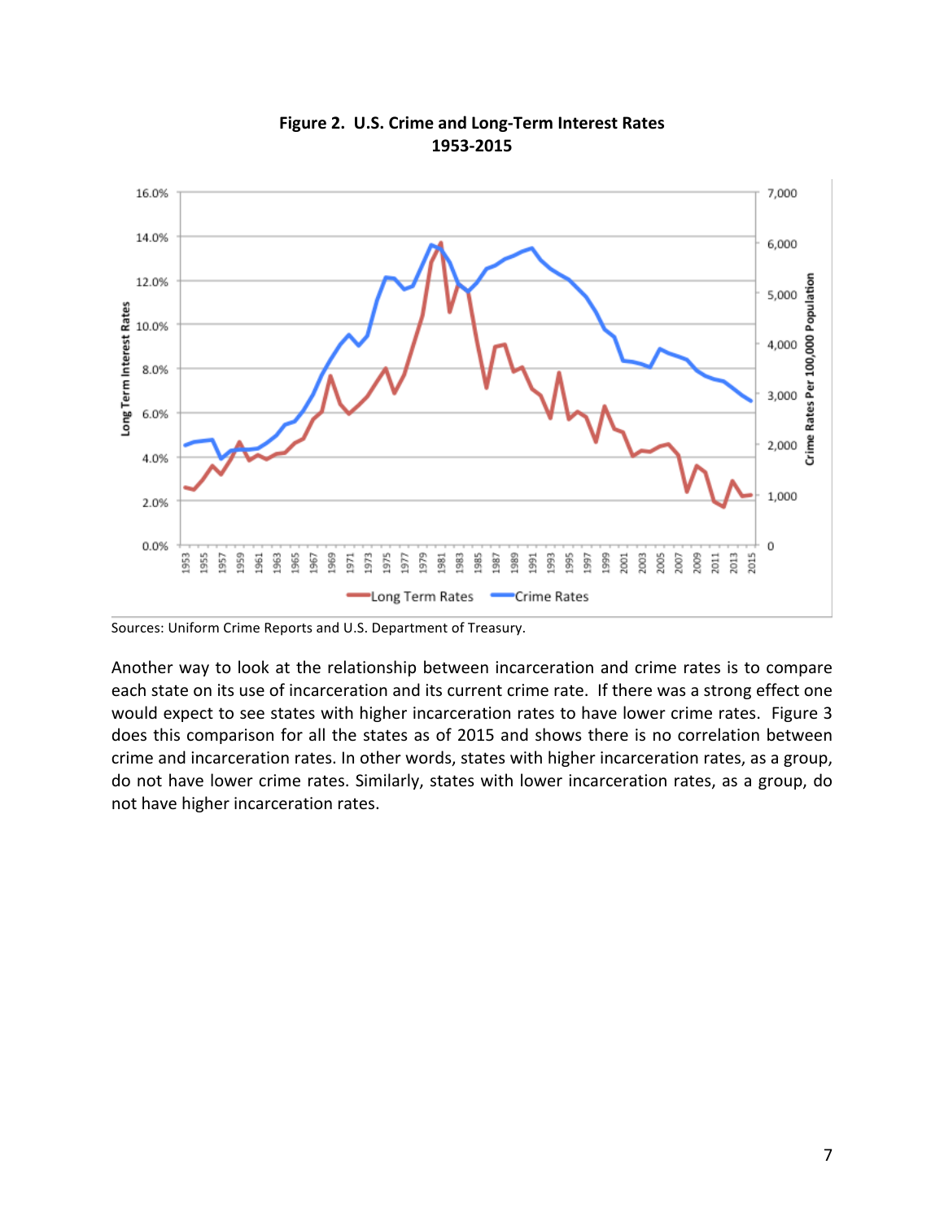**Figure 2. U.S. Crime and Long-Term Interest Rates 1953-2015**

Sources: Uniform Crime Reports and U.S. Department of Treasury.

Another way to look at the relationship between incarceration and crime rates is to compare each state on its use of incarceration and its current crime rate. If there was a strong effect one would expect to see states with higher incarceration rates to have lower crime rates. Figure 3 does this comparison for all the states as of 2015 and shows there is no correlation between crime and incarceration rates. In other words, states with higher incarceration rates, as a group, do not have lower crime rates. Similarly, states with lower incarceration rates, as a group, do not have higher incarceration rates.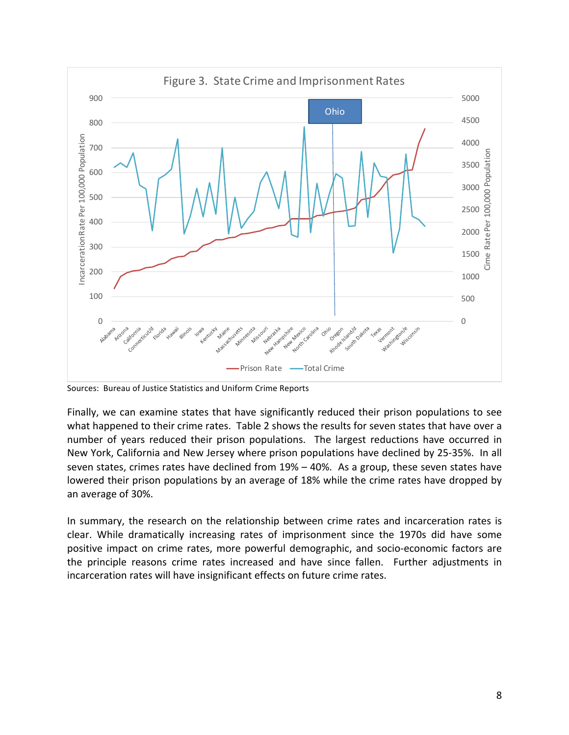Figure 3. State Crime and Imprisonment Rates

Sources: Bureau of Justice Statistics and Uniform Crime Reports

Finally, we can examine states that have significantly reduced their prison populations to see what happened to their crime rates. Table 2 shows the results for seven states that have over a number of years reduced their prison populations. The largest reductions have occurred in New York, California and New Jersey where prison populations have declined by 25-35%. In all seven states, crimes rates have declined from 19% – 40%. As a group, these seven states have lowered their prison populations by an average of 18% while the crime rates have dropped by an average of 30%.

In summary, the research on the relationship between crime rates and incarceration rates is clear. While dramatically increasing rates of imprisonment since the 1970s did have some positive impact on crime rates, more powerful demographic, and socio-economic factors are the principle reasons crime rates increased and have since fallen. Further adjustments in incarceration rates will have insignificant effects on future crime rates.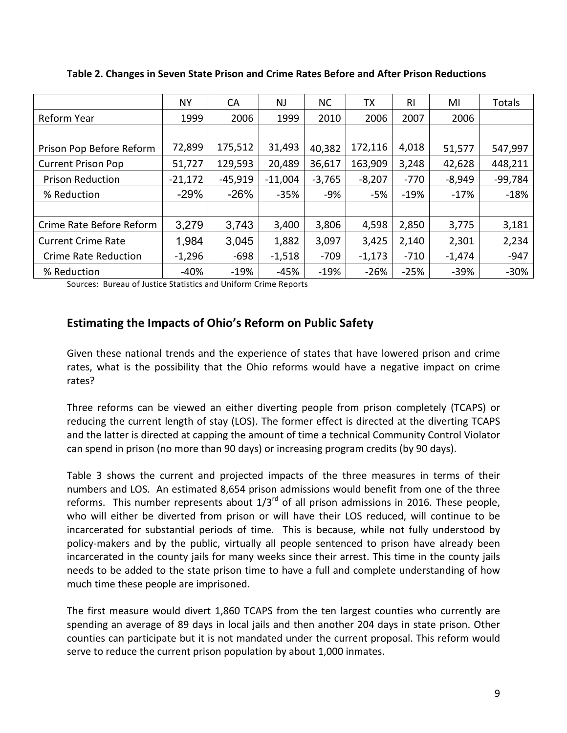**Table 2. Changes in Seven State Prison and Crime Rates Before and After Prison Reductions**

| | NY | CA | NJ | NC | TX | RI | MI | Totals |
|---|---|---|---|---|---|---|---|---|
| Reform Year | 1999 | 2006 | 1999 | 2010 | 2006 | 2007 | 2006 | |
| | | | | | | | | |
| Prison Pop Before Reform | 72,899 | 175,512 | 31,493 | 40,382 | 172,116 | 4,018 | 51,577 | 547,997 |
| Current Prison Pop | 51,727 | 129,593 | 20,489 | 36,617 | 163,909 | 3,248 | 42,628 | 448,211 |
| Prison Reduction | -21,172 | -45,919 | -11,004 | -3,765 | -8,207 | -770 | -8,949 | -99,784 |
| % Reduction | -29% | -26% | -35% | -9% | -5% | -19% | -17% | -18% |
| | | | | | | | | |
| Crime Rate Before Reform | 3,279 | 3,743 | 3,400 | 3,806 | 4,598 | 2,850 | 3,775 | 3,181 |
| Current Crime Rate | 1,984 | 3,045 | 1,882 | 3,097 | 3,425 | 2,140 | 2,301 | 2,234 |
| Crime Rate Reduction | -1,296 | -698 | -1,518 | -709 | -1,173 | -710 | -1,474 | -947 |
| % Reduction | -40% | -19% | -45% | -19% | -26% | -25% | -39% | -30% |

Sources: Bureau of Justice Statistics and Uniform Crime Reports

## Estimating the Impacts of Ohio's Reform on Public Safety

Given these national trends and the experience of states that have lowered prison and crime rates, what is the possibility that the Ohio reforms would have a negative impact on crime rates?

Three reforms can be viewed an either diverting people from prison completely (TCAPS) or reducing the current length of stay (LOS). The former effect is directed at the diverting TCAPS and the latter is directed at capping the amount of time a technical Community Control Violator can spend in prison (no more than 90 days) or increasing program credits (by 90 days).

Table 3 shows the current and projected impacts of the three measures in terms of their numbers and LOS. An estimated 8,654 prison admissions would benefit from one of the three reforms. This number represents about 1/3rd of all prison admissions in 2016. These people, who will either be diverted from prison or will have their LOS reduced, will continue to be incarcerated for substantial periods of time. This is because, while not fully understood by policy-makers and by the public, virtually all people sentenced to prison have already been incarcerated in the county jails for many weeks since their arrest. This time in the county jails needs to be added to the state prison time to have a full and complete understanding of how much time these people are imprisoned.

The first measure would divert 1,860 TCAPS from the ten largest counties who currently are spending an average of 89 days in local jails and then another 204 days in state prison. Other counties can participate but it is not mandated under the current proposal. This reform would serve to reduce the current prison population by about 1,000 inmates.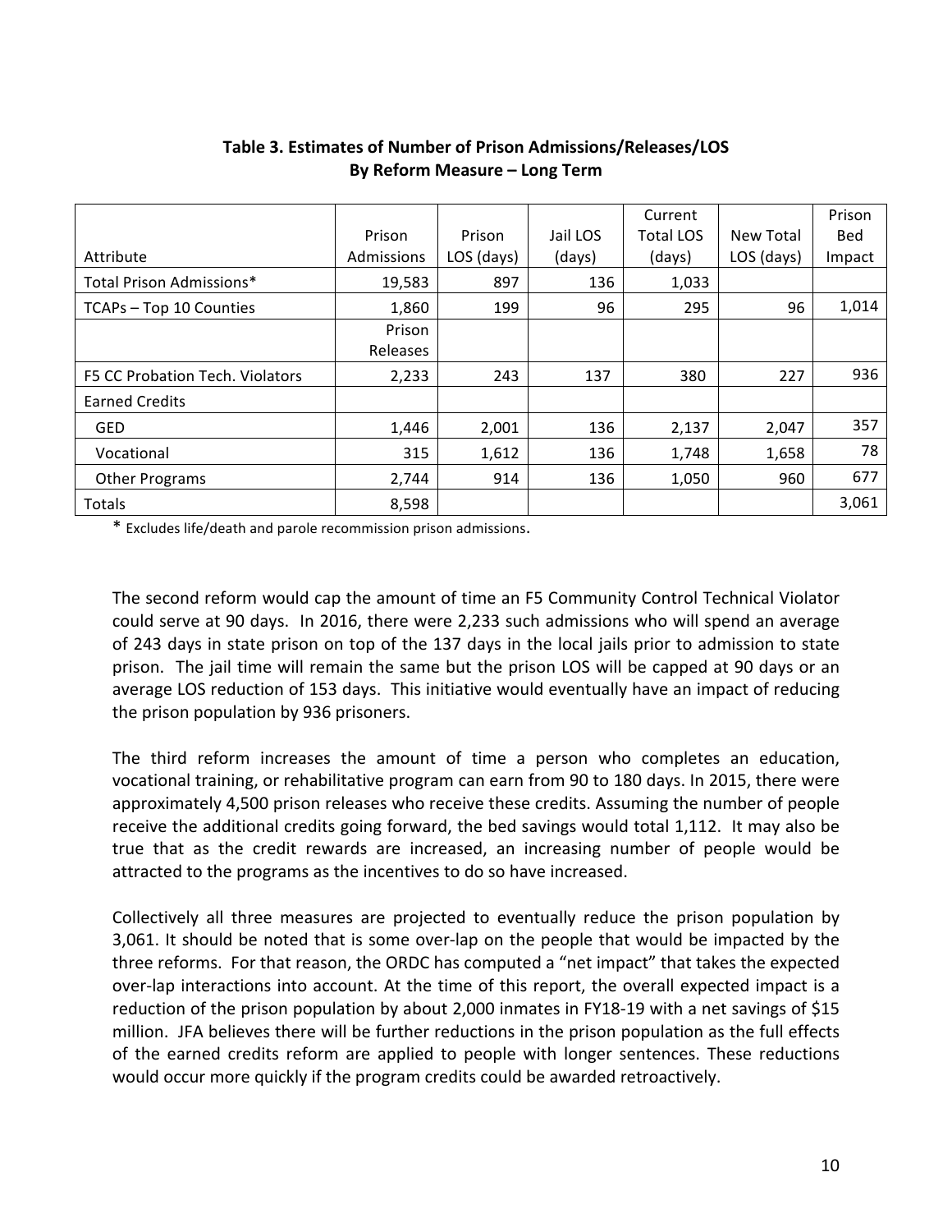**Table 3. Estimates of Number of Prison Admissions/Releases/LOS By Reform Measure – Long Term**

| Attribute | Prison Admissions | Prison LOS (days) | Jail LOS (days) | Current Total LOS (days) | New Total LOS (days) | Prison Bed Impact |
|---|---|---|---|---|---|---|
| Total Prison Admissions* | 19,583 | 897 | 136 | 1,033 | | |
| TCAPs – Top 10 Counties | 1,860 | 199 | 96 | 295 | 96 | 1,014 |
| | Prison Releases | | | | | |
| F5 CC Probation Tech. Violators | 2,233 | 243 | 137 | 380 | 227 | 936 |
| Earned Credits | | | | | | |
| GED | 1,446 | 2,001 | 136 | 2,137 | 2,047 | 357 |
| Vocational | 315 | 1,612 | 136 | 1,748 | 1,658 | 78 |
| Other Programs | 2,744 | 914 | 136 | 1,050 | 960 | 677 |
| Totals | 8,598 | | | | | 3,061 |

* Excludes life/death and parole recommission prison admissions.

The second reform would cap the amount of time an F5 Community Control Technical Violator could serve at 90 days. In 2016, there were 2,233 such admissions who will spend an average of 243 days in state prison on top of the 137 days in the local jails prior to admission to state prison. The jail time will remain the same but the prison LOS will be capped at 90 days or an average LOS reduction of 153 days. This initiative would eventually have an impact of reducing the prison population by 936 prisoners.

The third reform increases the amount of time a person who completes an education, vocational training, or rehabilitative program can earn from 90 to 180 days. In 2015, there were approximately 4,500 prison releases who receive these credits. Assuming the number of people receive the additional credits going forward, the bed savings would total 1,112. It may also be true that as the credit rewards are increased, an increasing number of people would be attracted to the programs as the incentives to do so have increased.

Collectively all three measures are projected to eventually reduce the prison population by 3,061. It should be noted that is some over-lap on the people that would be impacted by the three reforms. For that reason, the ORDC has computed a "net impact" that takes the expected over-lap interactions into account. At the time of this report, the overall expected impact is a reduction of the prison population by about 2,000 inmates in FY18-19 with a net savings of $15 million. JFA believes there will be further reductions in the prison population as the full effects of the earned credits reform are applied to people with longer sentences. These reductions would occur more quickly if the program credits could be awarded retroactively.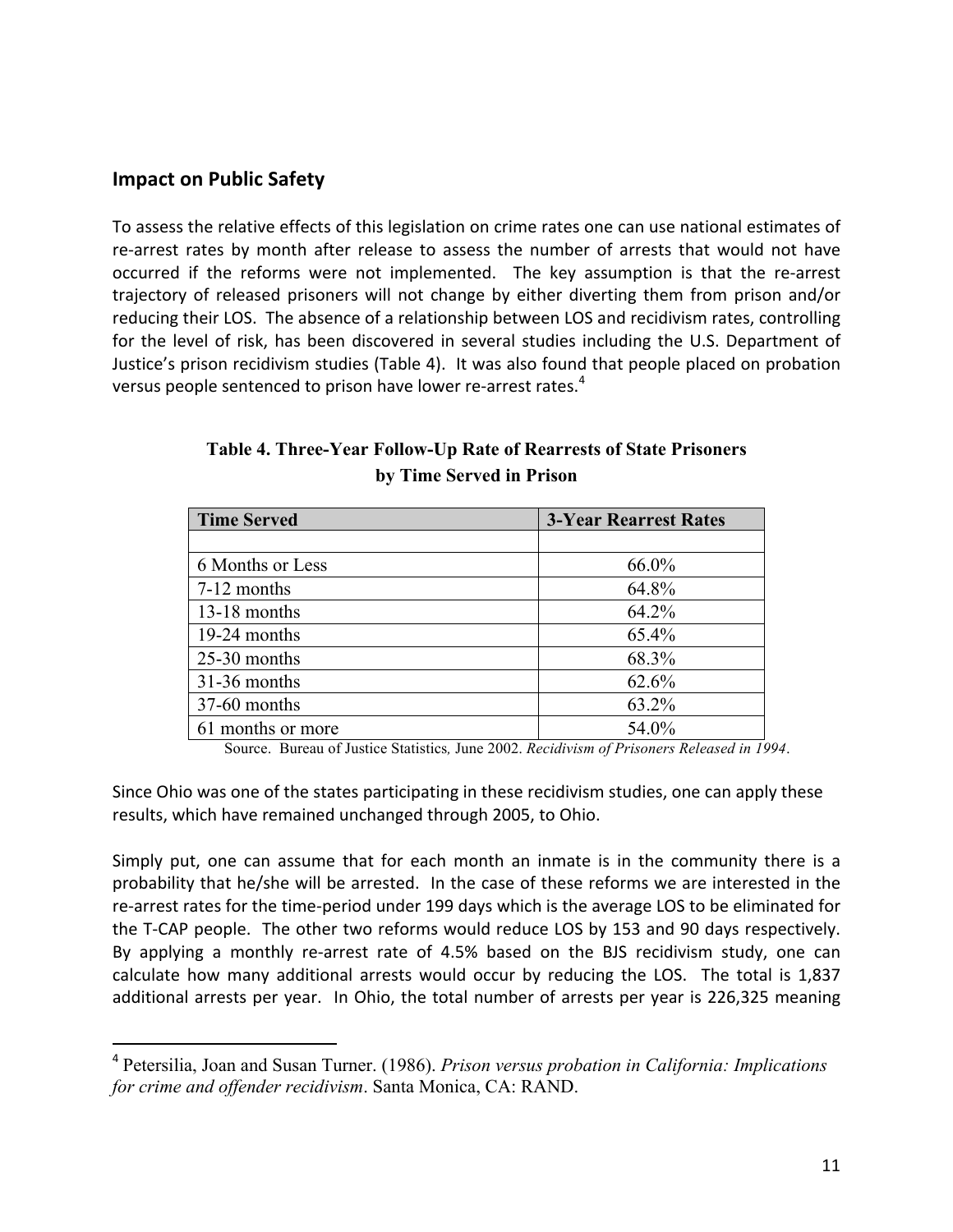## Impact on Public Safety

To assess the relative effects of this legislation on crime rates one can use national estimates of re-arrest rates by month after release to assess the number of arrests that would not have occurred if the reforms were not implemented. The key assumption is that the re-arrest trajectory of released prisoners will not change by either diverting them from prison and/or reducing their LOS. The absence of a relationship between LOS and recidivism rates, controlling for the level of risk, has been discovered in several studies including the U.S. Department of Justice's prison recidivism studies (Table 4). It was also found that people placed on probation versus people sentenced to prison have lower re-arrest rates.[4]

**Table 4. Three-Year Follow-Up Rate of Rearrests of State Prisoners by Time Served in Prison**

| Time Served | 3-Year Rearrest Rates |
|---|---|
| | |
| 6 Months or Less | 66.0% |
| 7-12 months | 64.8% |
| 13-18 months | 64.2% |
| 19-24 months | 65.4% |
| 25-30 months | 68.3% |
| 31-36 months | 62.6% |
| 37-60 months | 63.2% |
| 61 months or more | 54.0% |

Source. Bureau of Justice Statistics, June 2002. *Recidivism of Prisoners Released in 1994*.

Since Ohio was one of the states participating in these recidivism studies, one can apply these results, which have remained unchanged through 2005, to Ohio.

Simply put, one can assume that for each month an inmate is in the community there is a probability that he/she will be arrested. In the case of these reforms we are interested in the re-arrest rates for the time-period under 199 days which is the average LOS to be eliminated for the T-CAP people. The other two reforms would reduce LOS by 153 and 90 days respectively. By applying a monthly re-arrest rate of 4.5% based on the BJS recidivism study, one can calculate how many additional arrests would occur by reducing the LOS. The total is 1,837 additional arrests per year. In Ohio, the total number of arrests per year is 226,325 meaning

[4] Petersilia, Joan and Susan Turner. (1986). *Prison versus probation in California: Implications for crime and offender recidivism*. Santa Monica, CA: RAND.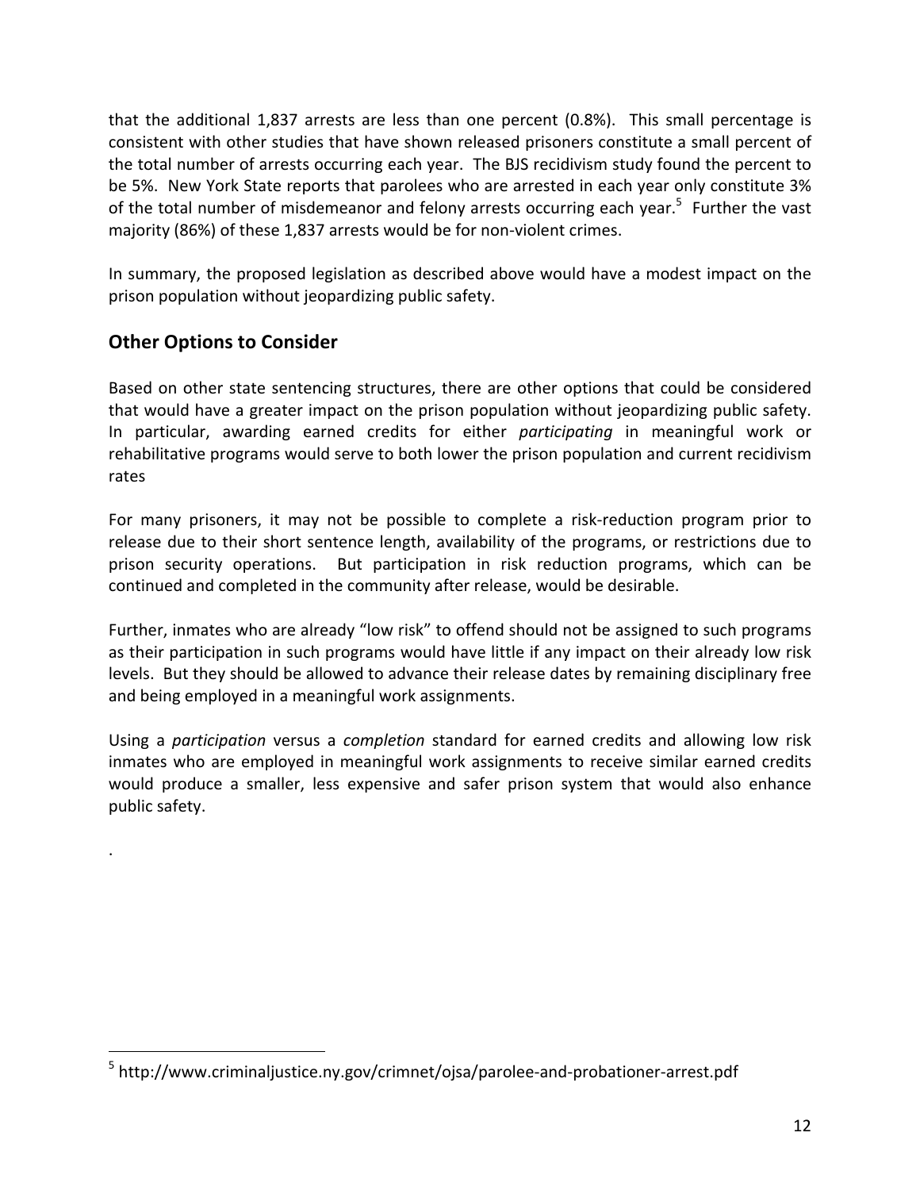that the additional 1,837 arrests are less than one percent (0.8%). This small percentage is consistent with other studies that have shown released prisoners constitute a small percent of the total number of arrests occurring each year. The BJS recidivism study found the percent to be 5%. New York State reports that parolees who are arrested in each year only constitute 3% of the total number of misdemeanor and felony arrests occurring each year.[5] Further the vast majority (86%) of these 1,837 arrests would be for non-violent crimes.

In summary, the proposed legislation as described above would have a modest impact on the prison population without jeopardizing public safety.

## Other Options to Consider

Based on other state sentencing structures, there are other options that could be considered that would have a greater impact on the prison population without jeopardizing public safety. In particular, awarding earned credits for either *participating* in meaningful work or rehabilitative programs would serve to both lower the prison population and current recidivism rates

For many prisoners, it may not be possible to complete a risk-reduction program prior to release due to their short sentence length, availability of the programs, or restrictions due to prison security operations. But participation in risk reduction programs, which can be continued and completed in the community after release, would be desirable.

Further, inmates who are already "low risk" to offend should not be assigned to such programs as their participation in such programs would have little if any impact on their already low risk levels. But they should be allowed to advance their release dates by remaining disciplinary free and being employed in a meaningful work assignments.

Using a *participation* versus a *completion* standard for earned credits and allowing low risk inmates who are employed in meaningful work assignments to receive similar earned credits would produce a smaller, less expensive and safer prison system that would also enhance public safety.

.

[5] http://www.criminaljustice.ny.gov/crimnet/ojsa/parolee-and-probationer-arrest.pdf